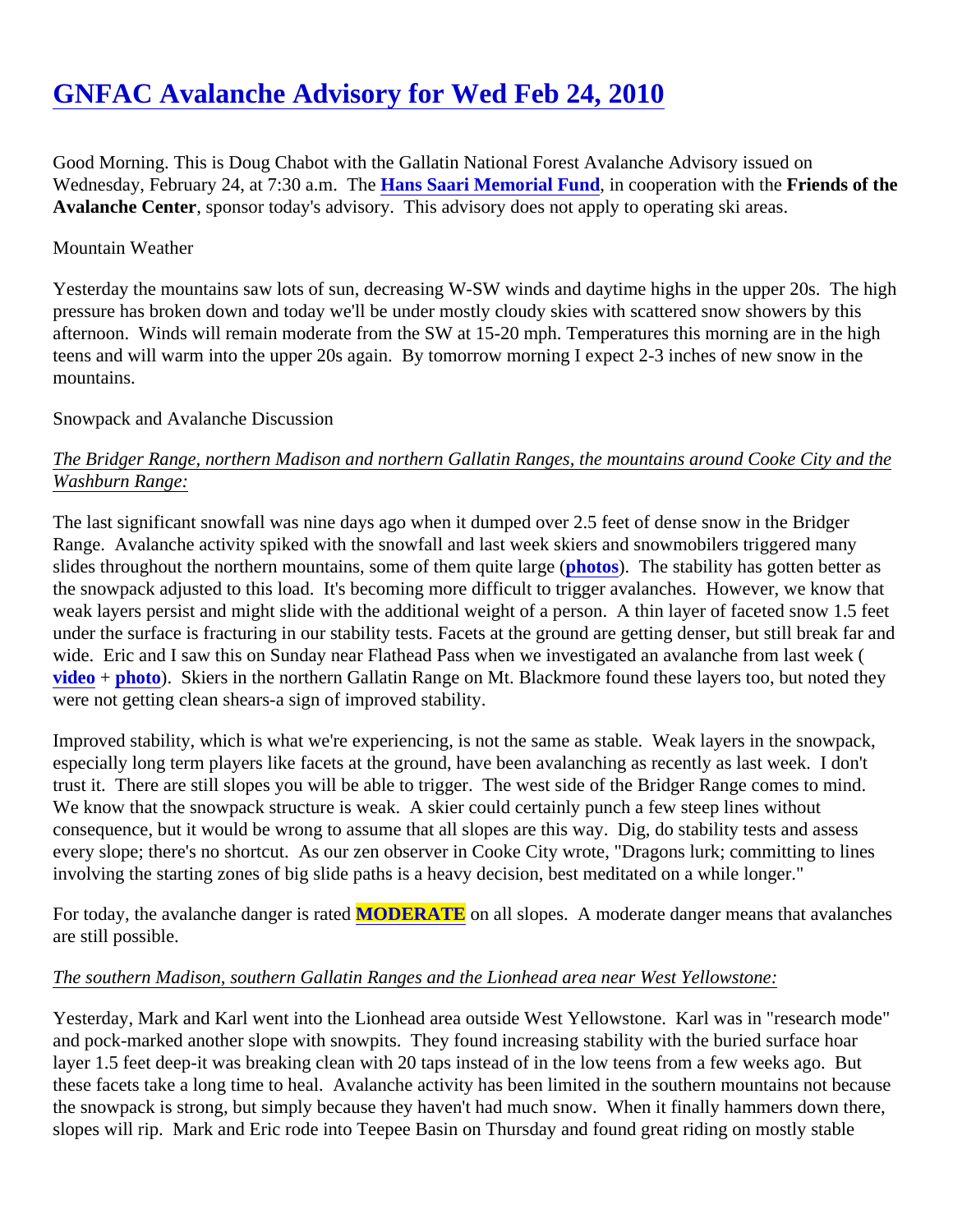# GNFAC Avalanche Advisory for Wed Feb 24, 2010

Good Morning. This is Doug Chabot with the Gallatin National Forest Avalanche Advisory issued on Wednesday, February 24, at 7:30 a.m. The **Hans Saari Memorial Fund**, in cooperation with the **Friends of the Avalanche Center**, sponsor today's advisory. This advisory does not apply to operating ski areas.

Mountain Weather

Yesterday the mountains saw lots of sun, decreasing W-SW winds and daytime highs in the upper 20s. The high pressure has broken down and today we'll be under mostly cloudy skies with scattered snow showers by this afternoon. Winds will remain moderate from the SW at 15-20 mph. Temperatures this morning are in the high teens and will warm into the upper 20s again. By tomorrow morning I expect 2-3 inches of new snow in the mountains.

Snowpack and Avalanche Discussion

*The Bridger Range, northern Madison and northern Gallatin Ranges, the mountains around Cooke City and the Washburn Range:*

The last significant snowfall was nine days ago when it dumped over 2.5 feet of dense snow in the Bridger Range. Avalanche activity spiked with the snowfall and last week skiers and snowmobilers triggered many slides throughout the northern mountains, some of them quite large (**photos**). The stability has gotten better as the snowpack adjusted to this load. It's becoming more difficult to trigger avalanches. However, we know that weak layers persist and might slide with the additional weight of a person. A thin layer of faceted snow 1.5 feet under the surface is fracturing in our stability tests. Facets at the ground are getting denser, but still break far and wide. Eric and I saw this on Sunday near Flathead Pass when we investigated an avalanche from last week ( **video** + **photo**). Skiers in the northern Gallatin Range on Mt. Blackmore found these layers too, but noted they were not getting clean shears-a sign of improved stability.

Improved stability, which is what we're experiencing, is not the same as stable. Weak layers in the snowpack, especially long term players like facets at the ground, have been avalanching as recently as last week. I don't trust it. There are still slopes you will be able to trigger. The west side of the Bridger Range comes to mind. We know that the snowpack structure is weak. A skier could certainly punch a few steep lines without consequence, but it would be wrong to assume that all slopes are this way. Dig, do stability tests and assess every slope; there's no shortcut. As our zen observer in Cooke City wrote, "Dragons lurk; committing to lines involving the starting zones of big slide paths is a heavy decision, best meditated on a while longer."

For today, the avalanche danger is rated **MODERATE** on all slopes. A moderate danger means that avalanches are still possible.

*The southern Madison, southern Gallatin Ranges and the Lionhead area near West Yellowstone:*

Yesterday, Mark and Karl went into the Lionhead area outside West Yellowstone. Karl was in "research mode" and pock-marked another slope with snowpits. They found increasing stability with the buried surface hoar layer 1.5 feet deep-it was breaking clean with 20 taps instead of in the low teens from a few weeks ago. But these facets take a long time to heal. Avalanche activity has been limited in the southern mountains not because the snowpack is strong, but simply because they haven't had much snow. When it finally hammers down there, slopes will rip. Mark and Eric rode into Teepee Basin on Thursday and found great riding on mostly stable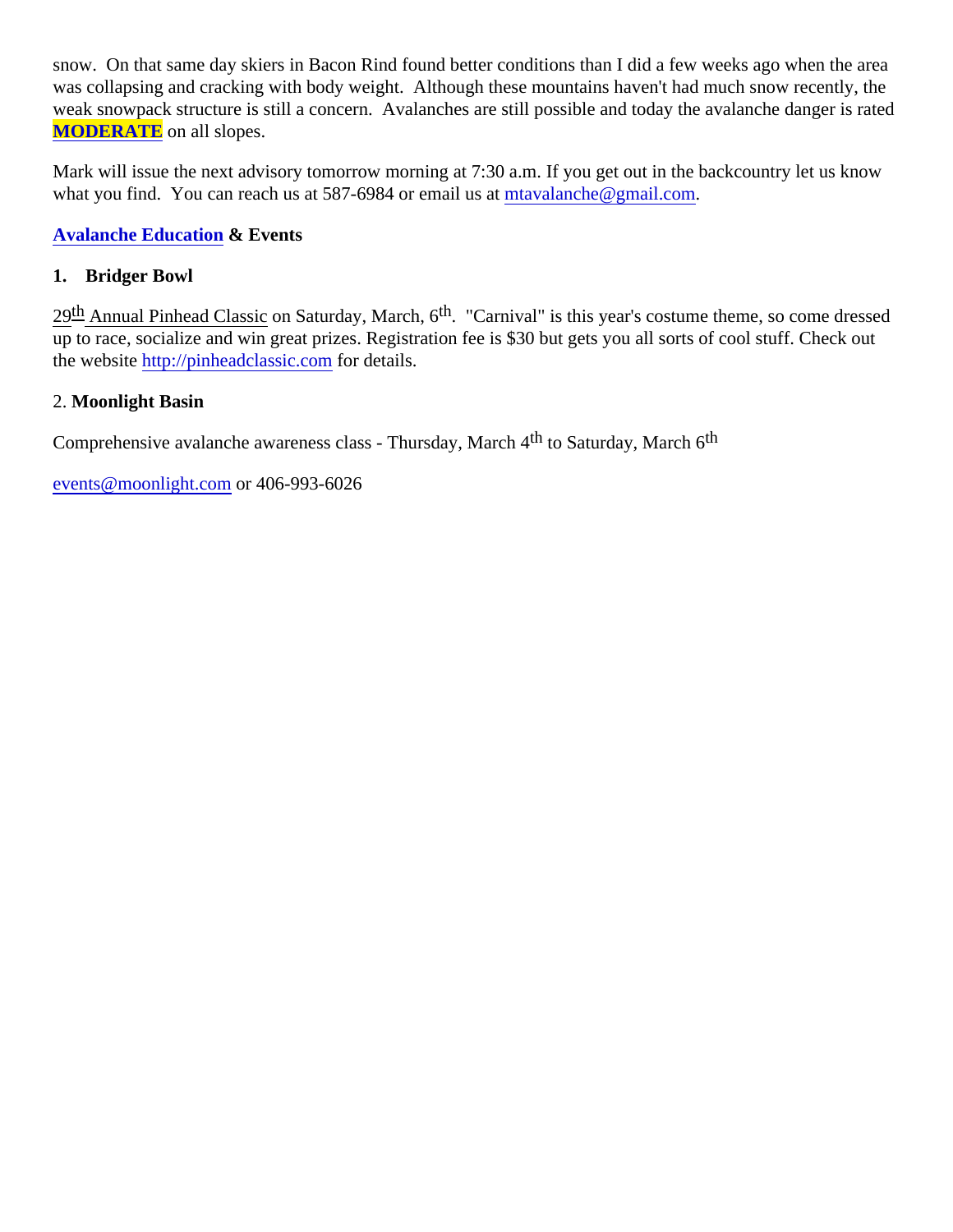snow. On that same day skiers in Bacon Rind found better conditions than I did a few weeks ago when the area was collapsing and cracking with body weight. Although these mountains haven't had much snow recently, the weak snowpack structure is still a concern. Avalanches are still possible and today the avalanche danger is rated **MODERATE** on all slopes.

Mark will issue the next advisory tomorrow morning at 7:30 a.m. If you get out in the backcountry let us know what you find. You can reach us at 587-6984 or email us at mtavalanche@gmail.com.

**Avalanche Education & Events**

**1. Bridger Bowl**

29th Annual Pinhead Classic on Saturday, March, 6th. "Carnival" is this year's costume theme, so come dressed up to race, socialize and win great prizes. Registration fee is $30 but gets you all sorts of cool stuff. Check out the website http://pinheadclassic.com for details.

2. **Moonlight Basin**

Comprehensive avalanche awareness class - Thursday, March 4th to Saturday, March 6th

events@moonlight.com or 406-993-6026